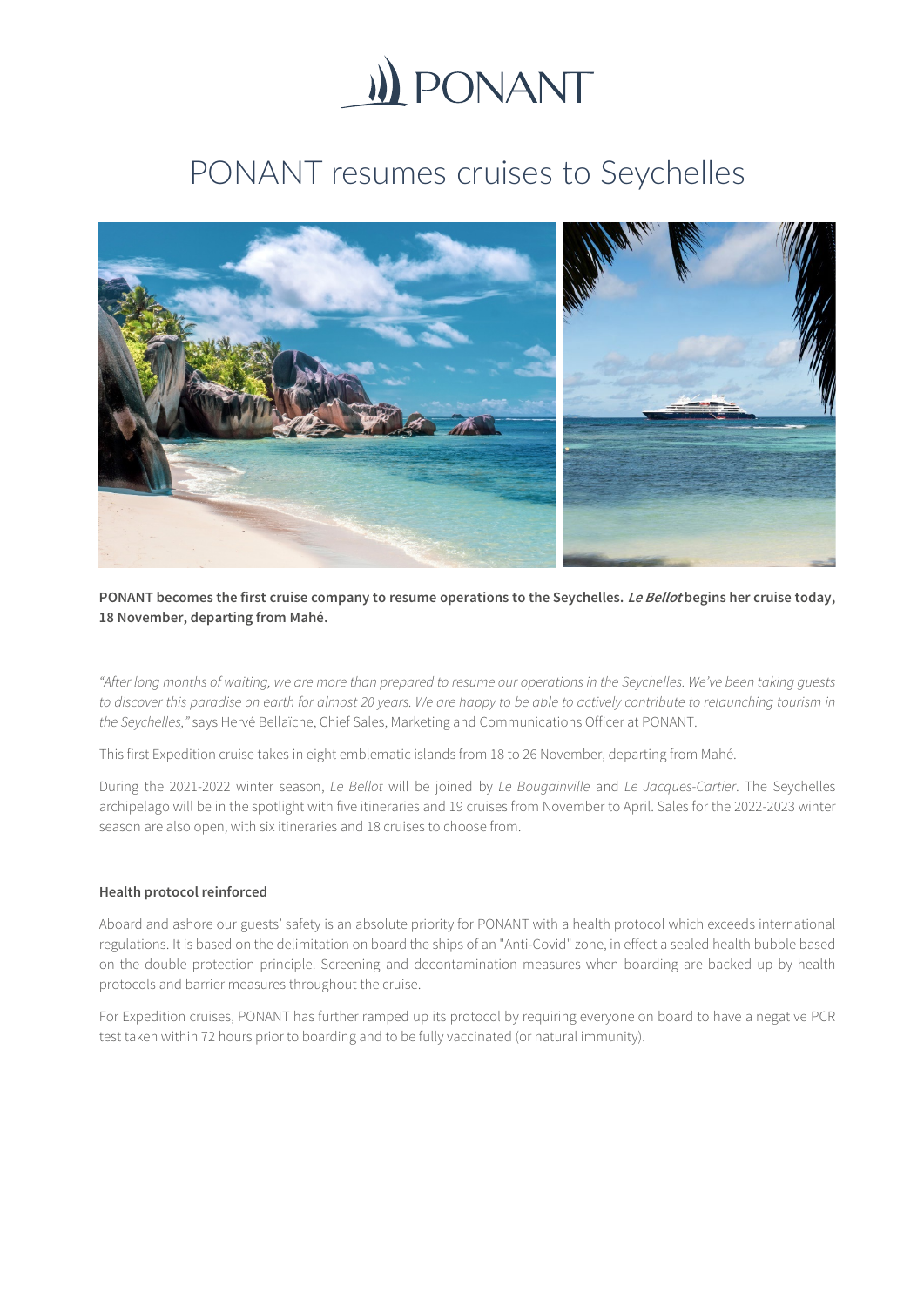# PONANT resumes cruises to Seychelles

**PONANT becomes the first cruise company to resume operations to the Seychelles. *Le Bellot* begins her cruise today, 18 November, departing from Mahé.**

*"After long months of waiting, we are more than prepared to resume our operations in the Seychelles. We've been taking guests to discover this paradise on earth for almost 20 years. We are happy to be able to actively contribute to relaunching tourism in the Seychelles,"* says Hervé Bellaïche, Chief Sales, Marketing and Communications Officer at PONANT.

This first Expedition cruise takes in eight emblematic islands from 18 to 26 November, departing from Mahé.

During the 2021-2022 winter season, *Le Bellot* will be joined by *Le Bougainville* and *Le Jacques-Cartier*. The Seychelles archipelago will be in the spotlight with five itineraries and 19 cruises from November to April. Sales for the 2022-2023 winter season are also open, with six itineraries and 18 cruises to choose from.

**Health protocol reinforced**

Aboard and ashore our guests' safety is an absolute priority for PONANT with a health protocol which exceeds international regulations. It is based on the delimitation on board the ships of an "Anti-Covid" zone, in effect a sealed health bubble based on the double protection principle. Screening and decontamination measures when boarding are backed up by health protocols and barrier measures throughout the cruise.

For Expedition cruises, PONANT has further ramped up its protocol by requiring everyone on board to have a negative PCR test taken within 72 hours prior to boarding and to be fully vaccinated (or natural immunity).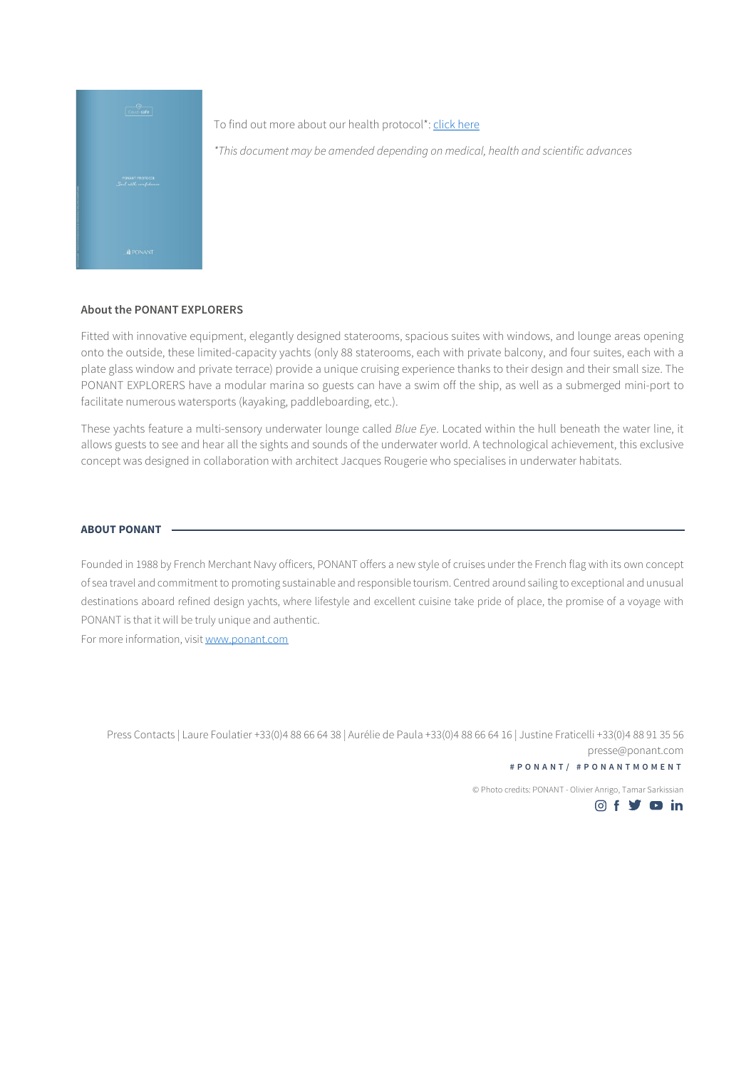To find out more about our health protocol*: [click here]

*\*This document may be amended depending on medical, health and scientific advances*

**About the PONANT EXPLORERS**

Fitted with innovative equipment, elegantly designed staterooms, spacious suites with windows, and lounge areas opening onto the outside, these limited-capacity yachts (only 88 staterooms, each with private balcony, and four suites, each with a plate glass window and private terrace) provide a unique cruising experience thanks to their design and their small size. The PONANT EXPLORERS have a modular marina so guests can have a swim off the ship, as well as a submerged mini-port to facilitate numerous watersports (kayaking, paddleboarding, etc.).

These yachts feature a multi-sensory underwater lounge called *Blue Eye*. Located within the hull beneath the water line, it allows guests to see and hear all the sights and sounds of the underwater world. A technological achievement, this exclusive concept was designed in collaboration with architect Jacques Rougerie who specialises in underwater habitats.

## ABOUT PONANT

Founded in 1988 by French Merchant Navy officers, PONANT offers a new style of cruises under the French flag with its own concept of sea travel and commitment to promoting sustainable and responsible tourism. Centred around sailing to exceptional and unusual destinations aboard refined design yachts, where lifestyle and excellent cuisine take pride of place, the promise of a voyage with PONANT is that it will be truly unique and authentic.

For more information, visit [www.ponant.com]

Press Contacts | Laure Foulatier +33(0)4 88 66 64 38 | Aurélie de Paula +33(0)4 88 66 64 16 | Justine Fraticelli +33(0)4 88 91 35 56
presse@ponant.com
**#PONANT/ #PONANTMOMENT**

© Photo credits: PONANT - Olivier Anrigo, Tamar Sarkissian